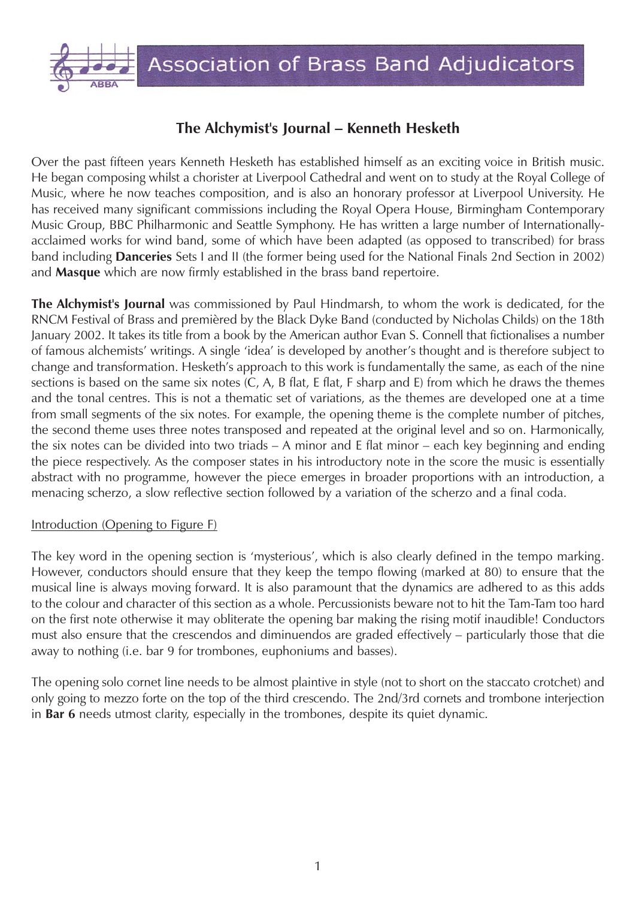# Association of Brass Band Adjudicators

## The Alchymist's Journal – Kenneth Hesketh

Over the past fifteen years Kenneth Hesketh has established himself as an exciting voice in British music. He began composing whilst a chorister at Liverpool Cathedral and went on to study at the Royal College of Music, where he now teaches composition, and is also an honorary professor at Liverpool University. He has received many significant commissions including the Royal Opera House, Birmingham Contemporary Music Group, BBC Philharmonic and Seattle Symphony. He has written a large number of Internationally-acclaimed works for wind band, some of which have been adapted (as opposed to transcribed) for brass band including **Danceries** Sets I and II (the former being used for the National Finals 2nd Section in 2002) and **Masque** which are now firmly established in the brass band repertoire.

**The Alchymist's Journal** was commissioned by Paul Hindmarsh, to whom the work is dedicated, for the RNCM Festival of Brass and premièred by the Black Dyke Band (conducted by Nicholas Childs) on the 18th January 2002. It takes its title from a book by the American author Evan S. Connell that fictionalises a number of famous alchemists' writings. A single 'idea' is developed by another's thought and is therefore subject to change and transformation. Hesketh's approach to this work is fundamentally the same, as each of the nine sections is based on the same six notes (C, A, B flat, E flat, F sharp and E) from which he draws the themes and the tonal centres. This is not a thematic set of variations, as the themes are developed one at a time from small segments of the six notes. For example, the opening theme is the complete number of pitches, the second theme uses three notes transposed and repeated at the original level and so on. Harmonically, the six notes can be divided into two triads – A minor and E flat minor – each key beginning and ending the piece respectively. As the composer states in his introductory note in the score the music is essentially abstract with no programme, however the piece emerges in broader proportions with an introduction, a menacing scherzo, a slow reflective section followed by a variation of the scherzo and a final coda.

Introduction (Opening to Figure F)

The key word in the opening section is 'mysterious', which is also clearly defined in the tempo marking. However, conductors should ensure that they keep the tempo flowing (marked at 80) to ensure that the musical line is always moving forward. It is also paramount that the dynamics are adhered to as this adds to the colour and character of this section as a whole. Percussionists beware not to hit the Tam-Tam too hard on the first note otherwise it may obliterate the opening bar making the rising motif inaudible! Conductors must also ensure that the crescendos and diminuendos are graded effectively – particularly those that die away to nothing (i.e. bar 9 for trombones, euphoniums and basses).

The opening solo cornet line needs to be almost plaintive in style (not to short on the staccato crotchet) and only going to mezzo forte on the top of the third crescendo. The 2nd/3rd cornets and trombone interjection in **Bar 6** needs utmost clarity, especially in the trombones, despite its quiet dynamic.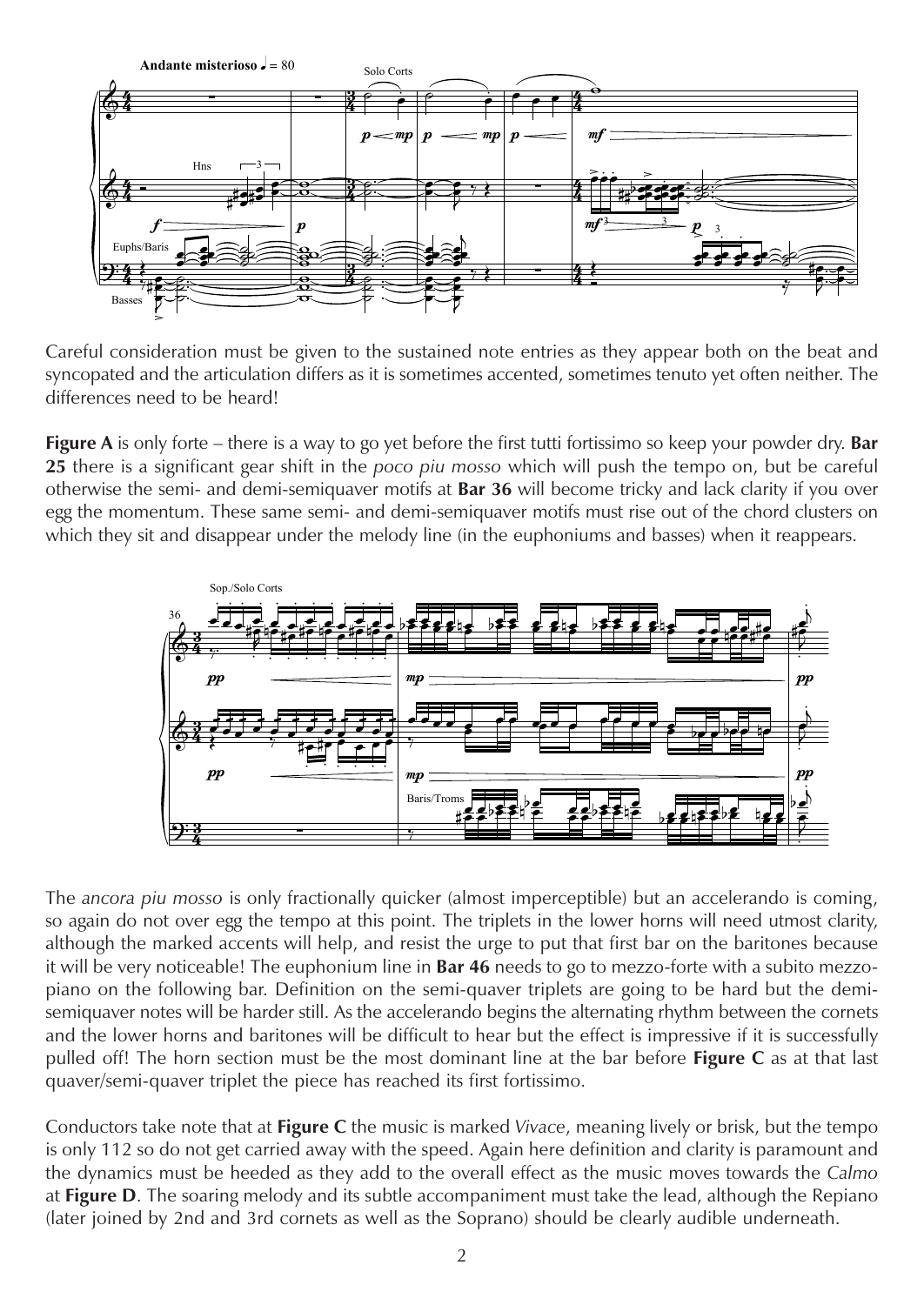Careful consideration must be given to the sustained note entries as they appear both on the beat and syncopated and the articulation differs as it is sometimes accented, sometimes tenuto yet often neither. The differences need to be heard!

**Figure A** is only forte – there is a way to go yet before the first tutti fortissimo so keep your powder dry. **Bar 25** there is a significant gear shift in the *poco piu mosso* which will push the tempo on, but be careful otherwise the semi- and demi-semiquaver motifs at **Bar 36** will become tricky and lack clarity if you over egg the momentum. These same semi- and demi-semiquaver motifs must rise out of the chord clusters on which they sit and disappear under the melody line (in the euphoniums and basses) when it reappears.

The *ancora piu mosso* is only fractionally quicker (almost imperceptible) but an accelerando is coming, so again do not over egg the tempo at this point. The triplets in the lower horns will need utmost clarity, although the marked accents will help, and resist the urge to put that first bar on the baritones because it will be very noticeable! The euphonium line in **Bar 46** needs to go to mezzo-forte with a subito mezzo-piano on the following bar. Definition on the semi-quaver triplets are going to be hard but the demi-semiquaver notes will be harder still. As the accelerando begins the alternating rhythm between the cornets and the lower horns and baritones will be difficult to hear but the effect is impressive if it is successfully pulled off! The horn section must be the most dominant line at the bar before **Figure C** as at that last quaver/semi-quaver triplet the piece has reached its first fortissimo.

Conductors take note that at **Figure C** the music is marked *Vivace*, meaning lively or brisk, but the tempo is only 112 so do not get carried away with the speed. Again here definition and clarity is paramount and the dynamics must be heeded as they add to the overall effect as the music moves towards the *Calmo* at **Figure D**. The soaring melody and its subtle accompaniment must take the lead, although the Repiano (later joined by 2nd and 3rd cornets as well as the Soprano) should be clearly audible underneath.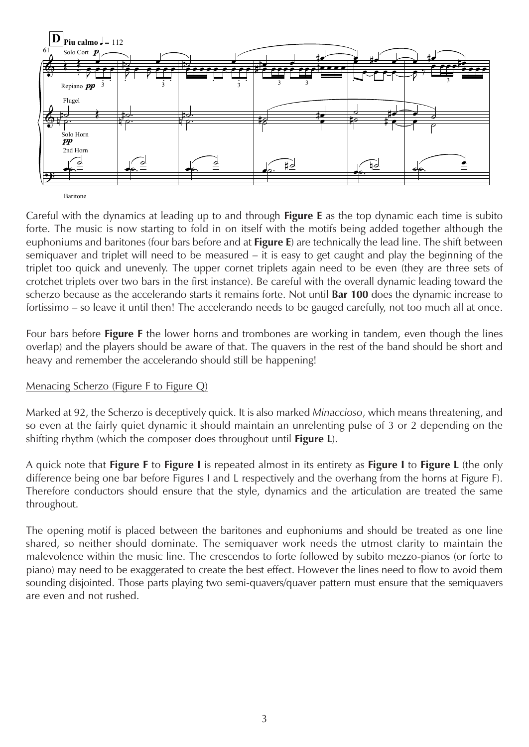Careful with the dynamics at leading up to and through **Figure E** as the top dynamic each time is subito forte. The music is now starting to fold in on itself with the motifs being added together although the euphoniums and baritones (four bars before and at **Figure E**) are technically the lead line. The shift between semiquaver and triplet will need to be measured – it is easy to get caught and play the beginning of the triplet too quick and unevenly. The upper cornet triplets again need to be even (they are three sets of crotchet triplets over two bars in the first instance). Be careful with the overall dynamic leading toward the scherzo because as the accelerando starts it remains forte. Not until **Bar 100** does the dynamic increase to fortissimo – so leave it until then! The accelerando needs to be gauged carefully, not too much all at once.

Four bars before **Figure F** the lower horns and trombones are working in tandem, even though the lines overlap) and the players should be aware of that. The quavers in the rest of the band should be short and heavy and remember the accelerando should still be happening!

<u>Menacing Scherzo (Figure F to Figure Q)</u>

Marked at 92, the Scherzo is deceptively quick. It is also marked *Minaccioso*, which means threatening, and so even at the fairly quiet dynamic it should maintain an unrelenting pulse of 3 or 2 depending on the shifting rhythm (which the composer does throughout until **Figure L**).

A quick note that **Figure F** to **Figure I** is repeated almost in its entirety as **Figure I** to **Figure L** (the only difference being one bar before Figures I and L respectively and the overhang from the horns at Figure F). Therefore conductors should ensure that the style, dynamics and the articulation are treated the same throughout.

The opening motif is placed between the baritones and euphoniums and should be treated as one line shared, so neither should dominate. The semiquaver work needs the utmost clarity to maintain the malevolence within the music line. The crescendos to forte followed by subito mezzo-pianos (or forte to piano) may need to be exaggerated to create the best effect. However the lines need to flow to avoid them sounding disjointed. Those parts playing two semi-quavers/quaver pattern must ensure that the semiquavers are even and not rushed.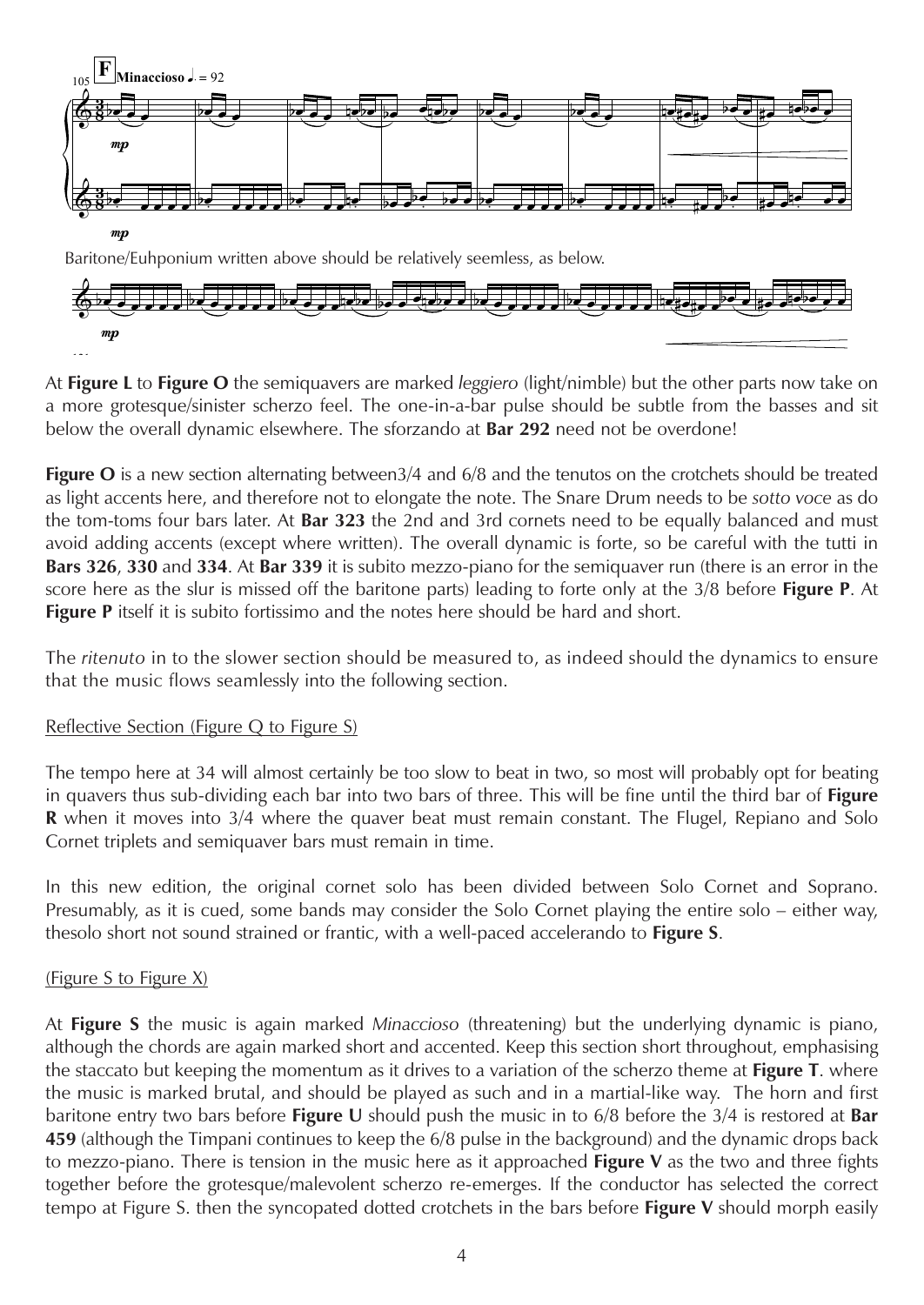Baritone/Euhponium written above should be relatively seemless, as below.

At **Figure L** to **Figure O** the semiquavers are marked *leggiero* (light/nimble) but the other parts now take on a more grotesque/sinister scherzo feel. The one-in-a-bar pulse should be subtle from the basses and sit below the overall dynamic elsewhere. The sforzando at **Bar 292** need not be overdone!

**Figure O** is a new section alternating between3/4 and 6/8 and the tenutos on the crotchets should be treated as light accents here, and therefore not to elongate the note. The Snare Drum needs to be *sotto voce* as do the tom-toms four bars later. At **Bar 323** the 2nd and 3rd cornets need to be equally balanced and must avoid adding accents (except where written). The overall dynamic is forte, so be careful with the tutti in **Bars 326**, **330** and **334**. At **Bar 339** it is subito mezzo-piano for the semiquaver run (there is an error in the score here as the slur is missed off the baritone parts) leading to forte only at the 3/8 before **Figure P**. At **Figure P** itself it is subito fortissimo and the notes here should be hard and short.

The *ritenuto* in to the slower section should be measured to, as indeed should the dynamics to ensure that the music flows seamlessly into the following section.

Reflective Section (Figure Q to Figure S)

The tempo here at 34 will almost certainly be too slow to beat in two, so most will probably opt for beating in quavers thus sub-dividing each bar into two bars of three. This will be fine until the third bar of **Figure R** when it moves into 3/4 where the quaver beat must remain constant. The Flugel, Repiano and Solo Cornet triplets and semiquaver bars must remain in time.

In this new edition, the original cornet solo has been divided between Solo Cornet and Soprano. Presumably, as it is cued, some bands may consider the Solo Cornet playing the entire solo – either way, thesolo short not sound strained or frantic, with a well-paced accelerando to **Figure S**.

(Figure S to Figure X)

At **Figure S** the music is again marked *Minaccioso* (threatening) but the underlying dynamic is piano, although the chords are again marked short and accented. Keep this section short throughout, emphasising the staccato but keeping the momentum as it drives to a variation of the scherzo theme at **Figure T**. where the music is marked brutal, and should be played as such and in a martial-like way. The horn and first baritone entry two bars before **Figure U** should push the music in to 6/8 before the 3/4 is restored at **Bar 459** (although the Timpani continues to keep the 6/8 pulse in the background) and the dynamic drops back to mezzo-piano. There is tension in the music here as it approached **Figure V** as the two and three fights together before the grotesque/malevolent scherzo re-emerges. If the conductor has selected the correct tempo at Figure S. then the syncopated dotted crotchets in the bars before **Figure V** should morph easily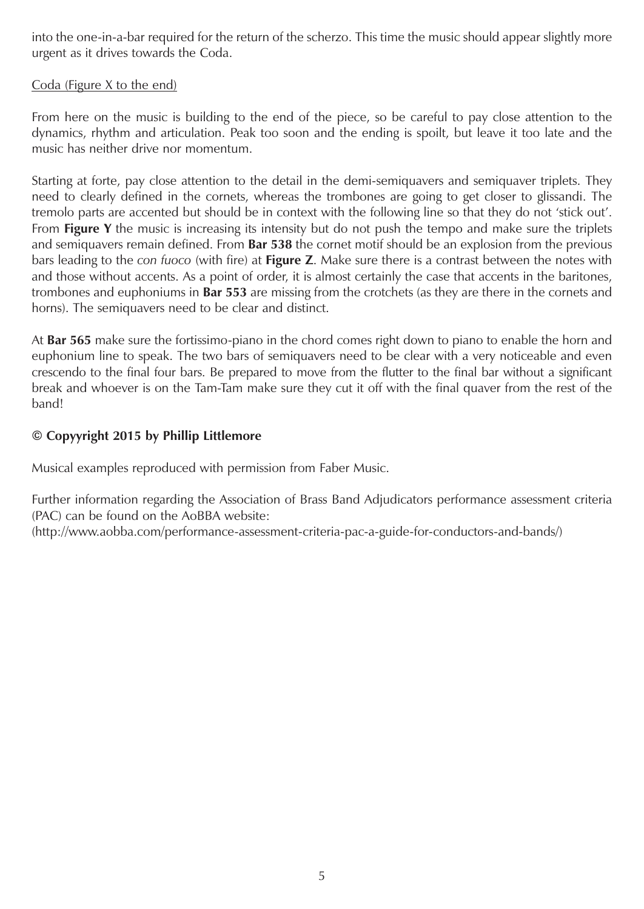into the one-in-a-bar required for the return of the scherzo. This time the music should appear slightly more urgent as it drives towards the Coda.

Coda (Figure X to the end)

From here on the music is building to the end of the piece, so be careful to pay close attention to the dynamics, rhythm and articulation. Peak too soon and the ending is spoilt, but leave it too late and the music has neither drive nor momentum.

Starting at forte, pay close attention to the detail in the demi-semiquavers and semiquaver triplets. They need to clearly defined in the cornets, whereas the trombones are going to get closer to glissandi. The tremolo parts are accented but should be in context with the following line so that they do not 'stick out'. From **Figure Y** the music is increasing its intensity but do not push the tempo and make sure the triplets and semiquavers remain defined. From **Bar 538** the cornet motif should be an explosion from the previous bars leading to the *con fuoco* (with fire) at **Figure Z**. Make sure there is a contrast between the notes with and those without accents. As a point of order, it is almost certainly the case that accents in the baritones, trombones and euphoniums in **Bar 553** are missing from the crotchets (as they are there in the cornets and horns). The semiquavers need to be clear and distinct.

At **Bar 565** make sure the fortissimo-piano in the chord comes right down to piano to enable the horn and euphonium line to speak. The two bars of semiquavers need to be clear with a very noticeable and even crescendo to the final four bars. Be prepared to move from the flutter to the final bar without a significant break and whoever is on the Tam-Tam make sure they cut it off with the final quaver from the rest of the band!

**© Copyyright 2015 by Phillip Littlemore**

Musical examples reproduced with permission from Faber Music.

Further information regarding the Association of Brass Band Adjudicators performance assessment criteria (PAC) can be found on the AoBBA website:
(http://www.aobba.com/performance-assessment-criteria-pac-a-guide-for-conductors-and-bands/)